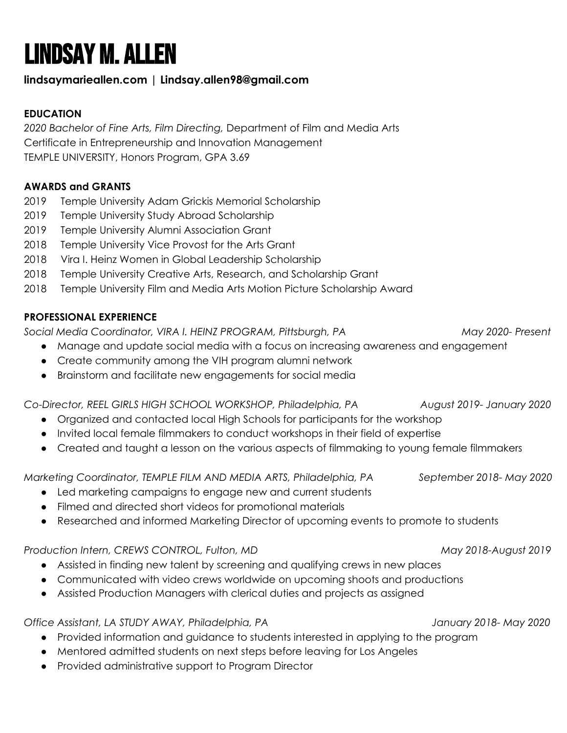# LINDSAY M. ALLEN

**lindsaymarieallen.com | Lindsay.allen98@gmail.com**

## EDUCATION

*2020 Bachelor of Fine Arts, Film Directing,* Department of Film and Media Arts
Certificate in Entrepreneurship and Innovation Management
TEMPLE UNIVERSITY, Honors Program, GPA 3.69

## AWARDS and GRANTS

2019 Temple University Adam Grickis Memorial Scholarship
2019 Temple University Study Abroad Scholarship
2019 Temple University Alumni Association Grant
2018 Temple University Vice Provost for the Arts Grant
2018 Vira I. Heinz Women in Global Leadership Scholarship
2018 Temple University Creative Arts, Research, and Scholarship Grant
2018 Temple University Film and Media Arts Motion Picture Scholarship Award

## PROFESSIONAL EXPERIENCE

*Social Media Coordinator, VIRA I. HEINZ PROGRAM, Pittsburgh, PA* *May 2020- Present*

- Manage and update social media with a focus on increasing awareness and engagement
- Create community among the VIH program alumni network
- Brainstorm and facilitate new engagements for social media

*Co-Director, REEL GIRLS HIGH SCHOOL WORKSHOP, Philadelphia, PA* *August 2019- January 2020*

- Organized and contacted local High Schools for participants for the workshop
- Invited local female filmmakers to conduct workshops in their field of expertise
- Created and taught a lesson on the various aspects of filmmaking to young female filmmakers

*Marketing Coordinator, TEMPLE FILM AND MEDIA ARTS, Philadelphia, PA* *September 2018- May 2020*

- Led marketing campaigns to engage new and current students
- Filmed and directed short videos for promotional materials
- Researched and informed Marketing Director of upcoming events to promote to students

*Production Intern, CREWS CONTROL, Fulton, MD* *May 2018-August 2019*

- Assisted in finding new talent by screening and qualifying crews in new places
- Communicated with video crews worldwide on upcoming shoots and productions
- Assisted Production Managers with clerical duties and projects as assigned

*Office Assistant, LA STUDY AWAY, Philadelphia, PA* *January 2018- May 2020*

- Provided information and guidance to students interested in applying to the program
- Mentored admitted students on next steps before leaving for Los Angeles
- Provided administrative support to Program Director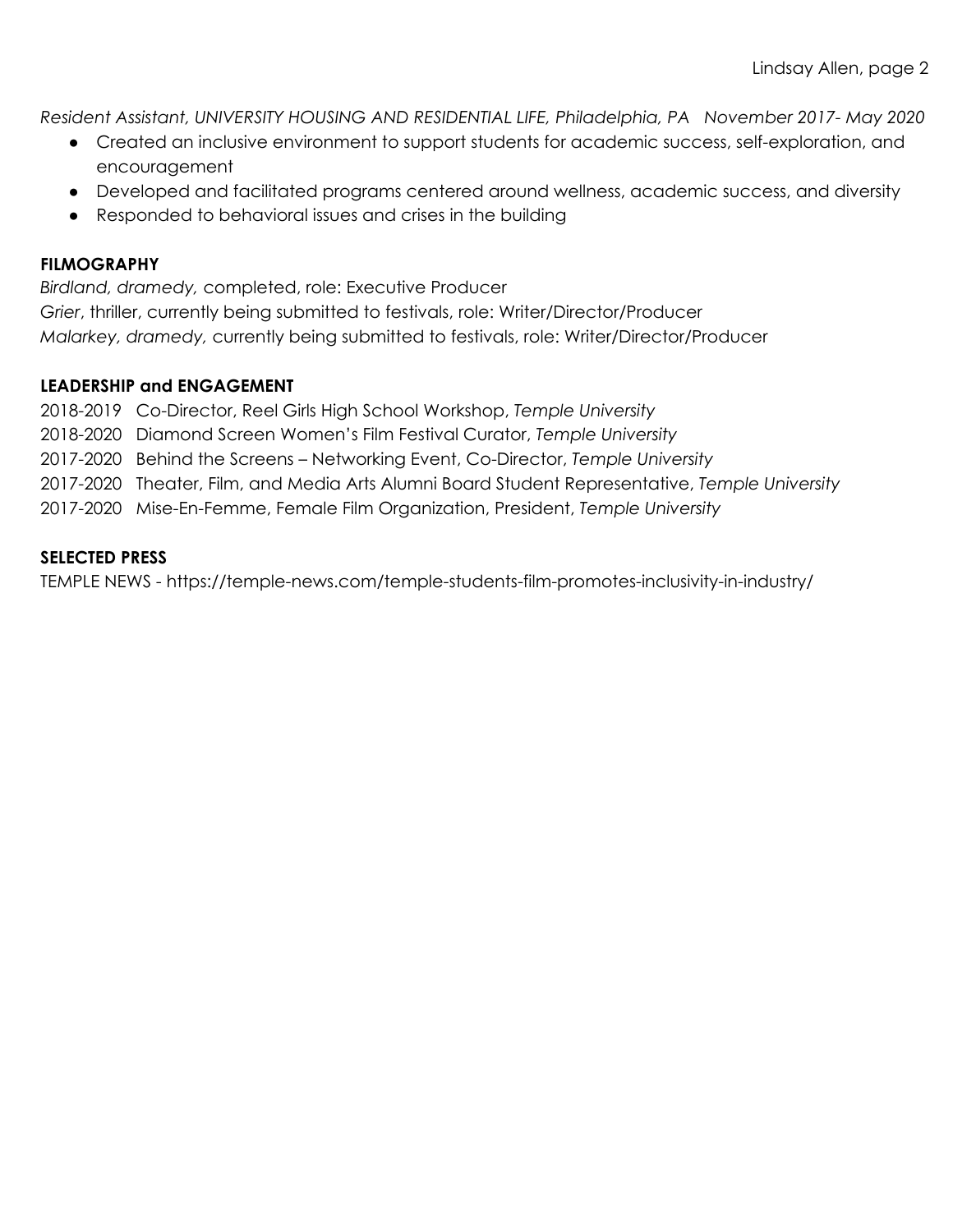*Resident Assistant, UNIVERSITY HOUSING AND RESIDENTIAL LIFE, Philadelphia, PA   November 2017- May 2020*

- Created an inclusive environment to support students for academic success, self-exploration, and encouragement
- Developed and facilitated programs centered around wellness, academic success, and diversity
- Responded to behavioral issues and crises in the building

**FILMOGRAPHY**

*Birdland, dramedy,* completed, role: Executive Producer
*Grier*, thriller, currently being submitted to festivals, role: Writer/Director/Producer
*Malarkey, dramedy,* currently being submitted to festivals, role: Writer/Director/Producer

**LEADERSHIP and ENGAGEMENT**

2018-2019 Co-Director, Reel Girls High School Workshop, *Temple University*
2018-2020 Diamond Screen Women's Film Festival Curator, *Temple University*
2017-2020 Behind the Screens – Networking Event, Co-Director, *Temple University*
2017-2020 Theater, Film, and Media Arts Alumni Board Student Representative, *Temple University*
2017-2020 Mise-En-Femme, Female Film Organization, President, *Temple University*

**SELECTED PRESS**

TEMPLE NEWS - https://temple-news.com/temple-students-film-promotes-inclusivity-in-industry/